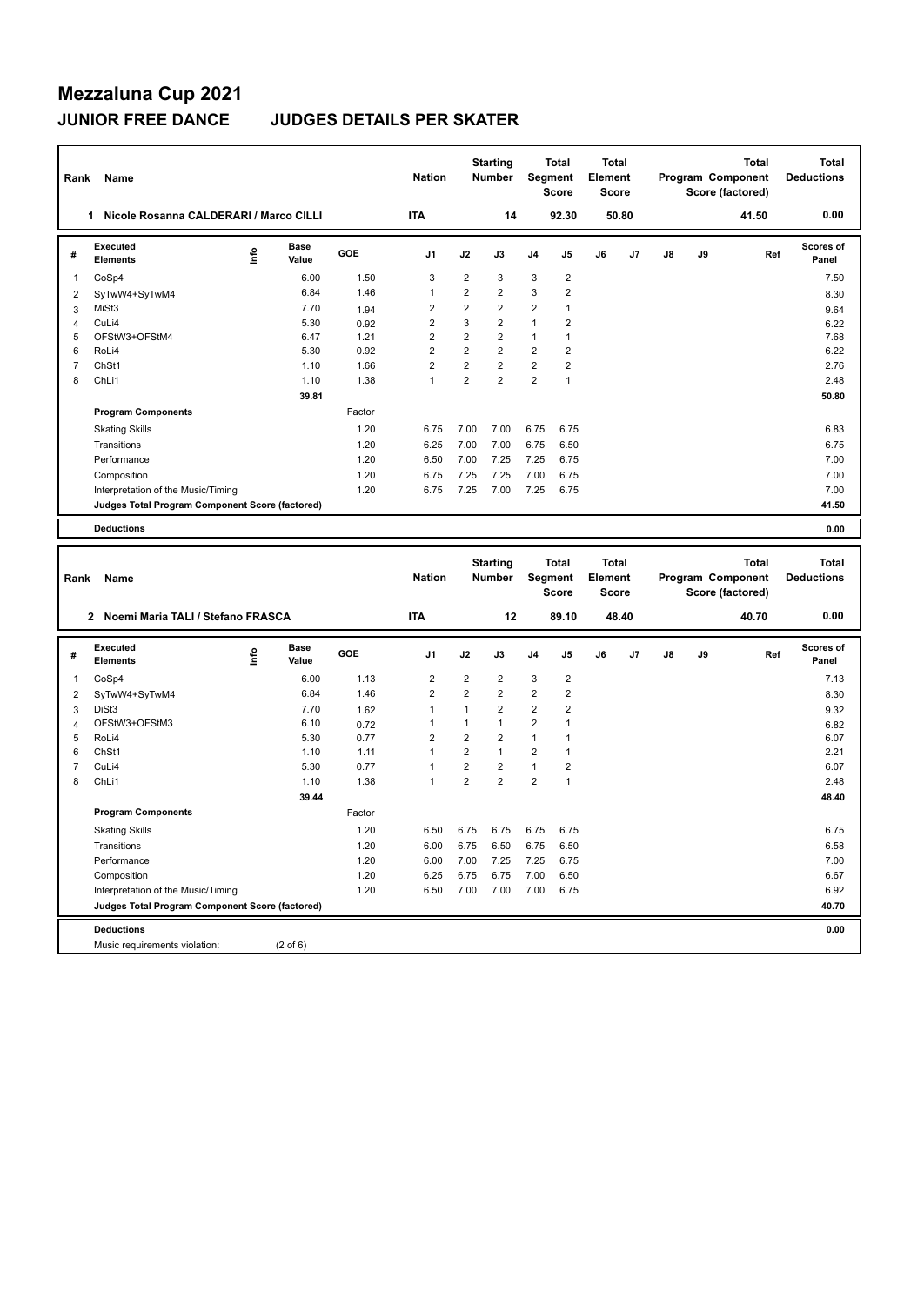# Mezzaluna Cup 2021

## JUNIOR FREE DANCE JUDGES DETAILS PER SKATER

| Rank | Name | Nation | Starting Number | Total Segment Score | Total Element Score | Total Program Component Score (factored) | Total Deductions |
|---|---|---|---|---|---|---|---|
| 1 | Nicole Rosanna CALDERARI / Marco CILLI | ITA | 14 | 92.30 | 50.80 | 41.50 | 0.00 |

| # | Executed Elements | Info | Base Value | GOE | J1 | J2 | J3 | J4 | J5 | J6 | J7 | J8 | J9 | Ref | Scores of Panel |
|---|---|---|---|---|---|---|---|---|---|---|---|---|---|---|---|
| 1 | CoSp4 | | 6.00 | 1.50 | 3 | 2 | 3 | 3 | 2 | | | | | | 7.50 |
| 2 | SyTwW4+SyTwM4 | | 6.84 | 1.46 | 1 | 2 | 2 | 3 | 2 | | | | | | 8.30 |
| 3 | MiSt3 | | 7.70 | 1.94 | 2 | 2 | 2 | 2 | 1 | | | | | | 9.64 |
| 4 | CuLi4 | | 5.30 | 0.92 | 2 | 3 | 2 | 1 | 2 | | | | | | 6.22 |
| 5 | OFStW3+OFStM4 | | 6.47 | 1.21 | 2 | 2 | 2 | 1 | 1 | | | | | | 7.68 |
| 6 | RoLi4 | | 5.30 | 0.92 | 2 | 2 | 2 | 2 | 2 | | | | | | 6.22 |
| 7 | ChSt1 | | 1.10 | 1.66 | 2 | 2 | 2 | 2 | 2 | | | | | | 2.76 |
| 8 | ChLi1 | | 1.10 | 1.38 | 1 | 2 | 2 | 2 | 1 | | | | | | 2.48 |
| | | | 39.81 | | | | | | | | | | | | 50.80 |
| | **Program Components** | | | Factor | | | | | | | | | | | |
| | Skating Skills | | | 1.20 | 6.75 | 7.00 | 7.00 | 6.75 | 6.75 | | | | | | 6.83 |
| | Transitions | | | 1.20 | 6.25 | 7.00 | 7.00 | 6.75 | 6.50 | | | | | | 6.75 |
| | Performance | | | 1.20 | 6.50 | 7.00 | 7.25 | 7.25 | 6.75 | | | | | | 7.00 |
| | Composition | | | 1.20 | 6.75 | 7.25 | 7.25 | 7.00 | 6.75 | | | | | | 7.00 |
| | Interpretation of the Music/Timing | | | 1.20 | 6.75 | 7.25 | 7.00 | 7.25 | 6.75 | | | | | | 7.00 |
| | **Judges Total Program Component Score (factored)** | | | | | | | | | | | | | | 41.50 |
| | **Deductions** | | | | | | | | | | | | | | 0.00 |

| Rank | Name | Nation | Starting Number | Total Segment Score | Total Element Score | Total Program Component Score (factored) | Total Deductions |
|---|---|---|---|---|---|---|---|
| 2 | Noemi Maria TALI / Stefano FRASCA | ITA | 12 | 89.10 | 48.40 | 40.70 | 0.00 |

| # | Executed Elements | Info | Base Value | GOE | J1 | J2 | J3 | J4 | J5 | J6 | J7 | J8 | J9 | Ref | Scores of Panel |
|---|---|---|---|---|---|---|---|---|---|---|---|---|---|---|---|
| 1 | CoSp4 | | 6.00 | 1.13 | 2 | 2 | 2 | 3 | 2 | | | | | | 7.13 |
| 2 | SyTwW4+SyTwM4 | | 6.84 | 1.46 | 2 | 2 | 2 | 2 | 2 | | | | | | 8.30 |
| 3 | DiSt3 | | 7.70 | 1.62 | 1 | 1 | 2 | 2 | 2 | | | | | | 9.32 |
| 4 | OFStW3+OFStM3 | | 6.10 | 0.72 | 1 | 1 | 1 | 2 | 1 | | | | | | 6.82 |
| 5 | RoLi4 | | 5.30 | 0.77 | 2 | 2 | 2 | 1 | 1 | | | | | | 6.07 |
| 6 | ChSt1 | | 1.10 | 1.11 | 1 | 2 | 1 | 2 | 1 | | | | | | 2.21 |
| 7 | CuLi4 | | 5.30 | 0.77 | 1 | 2 | 2 | 1 | 2 | | | | | | 6.07 |
| 8 | ChLi1 | | 1.10 | 1.38 | 1 | 2 | 2 | 2 | 1 | | | | | | 2.48 |
| | | | 39.44 | | | | | | | | | | | | 48.40 |
| | **Program Components** | | | Factor | | | | | | | | | | | |
| | Skating Skills | | | 1.20 | 6.50 | 6.75 | 6.75 | 6.75 | 6.75 | | | | | | 6.75 |
| | Transitions | | | 1.20 | 6.00 | 6.75 | 6.50 | 6.75 | 6.50 | | | | | | 6.58 |
| | Performance | | | 1.20 | 6.00 | 7.00 | 7.25 | 7.25 | 6.75 | | | | | | 7.00 |
| | Composition | | | 1.20 | 6.25 | 6.75 | 6.75 | 7.00 | 6.50 | | | | | | 6.67 |
| | Interpretation of the Music/Timing | | | 1.20 | 6.50 | 7.00 | 7.00 | 7.00 | 6.75 | | | | | | 6.92 |
| | **Judges Total Program Component Score (factored)** | | | | | | | | | | | | | | 40.70 |
| | **Deductions** | | | | | | | | | | | | | | 0.00 |
| | Music requirements violation: | | (2 of 6) | | | | | | | | | | | | |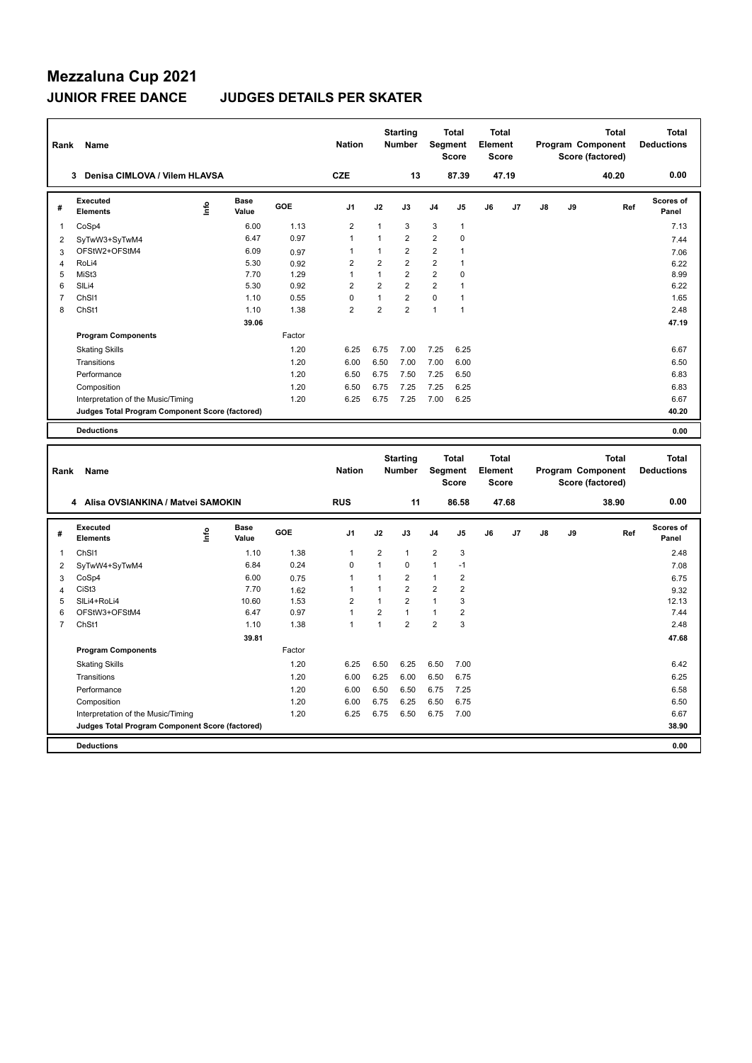# Mezzaluna Cup 2021

## JUNIOR FREE DANCE JUDGES DETAILS PER SKATER

| Rank | Name | Nation | Starting Number | Total Segment Score | Total Element Score | Total Program Component Score (factored) | Total Deductions |
|---|---|---|---|---|---|---|---|
| 3 | Denisa CIMLOVA / Vilem HLAVSA | CZE | 13 | 87.39 | 47.19 | 40.20 | 0.00 |

| # | Executed Elements | Info | Base Value | GOE | J1 | J2 | J3 | J4 | J5 | J6 | J7 | J8 | J9 | Ref | Scores of Panel |
|---|---|---|---|---|---|---|---|---|---|---|---|---|---|---|---|
| 1 | CoSp4 | | 6.00 | 1.13 | 2 | 1 | 3 | 3 | 1 | | | | | | 7.13 |
| 2 | SyTwW3+SyTwM4 | | 6.47 | 0.97 | 1 | 1 | 2 | 2 | 0 | | | | | | 7.44 |
| 3 | OFStW2+OFStM4 | | 6.09 | 0.97 | 1 | 1 | 2 | 2 | 1 | | | | | | 7.06 |
| 4 | RoLi4 | | 5.30 | 0.92 | 2 | 2 | 2 | 2 | 1 | | | | | | 6.22 |
| 5 | MiSt3 | | 7.70 | 1.29 | 1 | 1 | 2 | 2 | 0 | | | | | | 8.99 |
| 6 | SlLi4 | | 5.30 | 0.92 | 2 | 2 | 2 | 2 | 1 | | | | | | 6.22 |
| 7 | ChSl1 | | 1.10 | 0.55 | 0 | 1 | 2 | 0 | 1 | | | | | | 1.65 |
| 8 | ChSt1 | | 1.10 | 1.38 | 2 | 2 | 2 | 1 | 1 | | | | | | 2.48 |
| | | | 39.06 | | | | | | | | | | | | 47.19 |
| | **Program Components** | | | Factor | | | | | | | | | | | |
| | Skating Skills | | | 1.20 | 6.25 | 6.75 | 7.00 | 7.25 | 6.25 | | | | | | 6.67 |
| | Transitions | | | 1.20 | 6.00 | 6.50 | 7.00 | 7.00 | 6.00 | | | | | | 6.50 |
| | Performance | | | 1.20 | 6.50 | 6.75 | 7.50 | 7.25 | 6.50 | | | | | | 6.83 |
| | Composition | | | 1.20 | 6.50 | 6.75 | 7.25 | 7.25 | 6.25 | | | | | | 6.83 |
| | Interpretation of the Music/Timing | | | 1.20 | 6.25 | 6.75 | 7.25 | 7.00 | 6.25 | | | | | | 6.67 |
| | **Judges Total Program Component Score (factored)** | | | | | | | | | | | | | | 40.20 |
| | **Deductions** | | | | | | | | | | | | | | 0.00 |

| Rank | Name | Nation | Starting Number | Total Segment Score | Total Element Score | Total Program Component Score (factored) | Total Deductions |
|---|---|---|---|---|---|---|---|
| 4 | Alisa OVSIANKINA / Matvei SAMOKIN | RUS | 11 | 86.58 | 47.68 | 38.90 | 0.00 |

| # | Executed Elements | Info | Base Value | GOE | J1 | J2 | J3 | J4 | J5 | J6 | J7 | J8 | J9 | Ref | Scores of Panel |
|---|---|---|---|---|---|---|---|---|---|---|---|---|---|---|---|
| 1 | ChSl1 | | 1.10 | 1.38 | 1 | 2 | 1 | 2 | 3 | | | | | | 2.48 |
| 2 | SyTwW4+SyTwM4 | | 6.84 | 0.24 | 0 | 1 | 0 | 1 | -1 | | | | | | 7.08 |
| 3 | CoSp4 | | 6.00 | 0.75 | 1 | 1 | 2 | 1 | 2 | | | | | | 6.75 |
| 4 | CiSt3 | | 7.70 | 1.62 | 1 | 1 | 2 | 2 | 2 | | | | | | 9.32 |
| 5 | SlLi4+RoLi4 | | 10.60 | 1.53 | 2 | 1 | 2 | 1 | 3 | | | | | | 12.13 |
| 6 | OFStW3+OFStM4 | | 6.47 | 0.97 | 1 | 2 | 1 | 1 | 2 | | | | | | 7.44 |
| 7 | ChSt1 | | 1.10 | 1.38 | 1 | 1 | 2 | 2 | 3 | | | | | | 2.48 |
| | | | 39.81 | | | | | | | | | | | | 47.68 |
| | **Program Components** | | | Factor | | | | | | | | | | | |
| | Skating Skills | | | 1.20 | 6.25 | 6.50 | 6.25 | 6.50 | 7.00 | | | | | | 6.42 |
| | Transitions | | | 1.20 | 6.00 | 6.25 | 6.00 | 6.50 | 6.75 | | | | | | 6.25 |
| | Performance | | | 1.20 | 6.00 | 6.50 | 6.50 | 6.75 | 7.25 | | | | | | 6.58 |
| | Composition | | | 1.20 | 6.00 | 6.75 | 6.25 | 6.50 | 6.75 | | | | | | 6.50 |
| | Interpretation of the Music/Timing | | | 1.20 | 6.25 | 6.75 | 6.50 | 6.75 | 7.00 | | | | | | 6.67 |
| | **Judges Total Program Component Score (factored)** | | | | | | | | | | | | | | 38.90 |
| | **Deductions** | | | | | | | | | | | | | | 0.00 |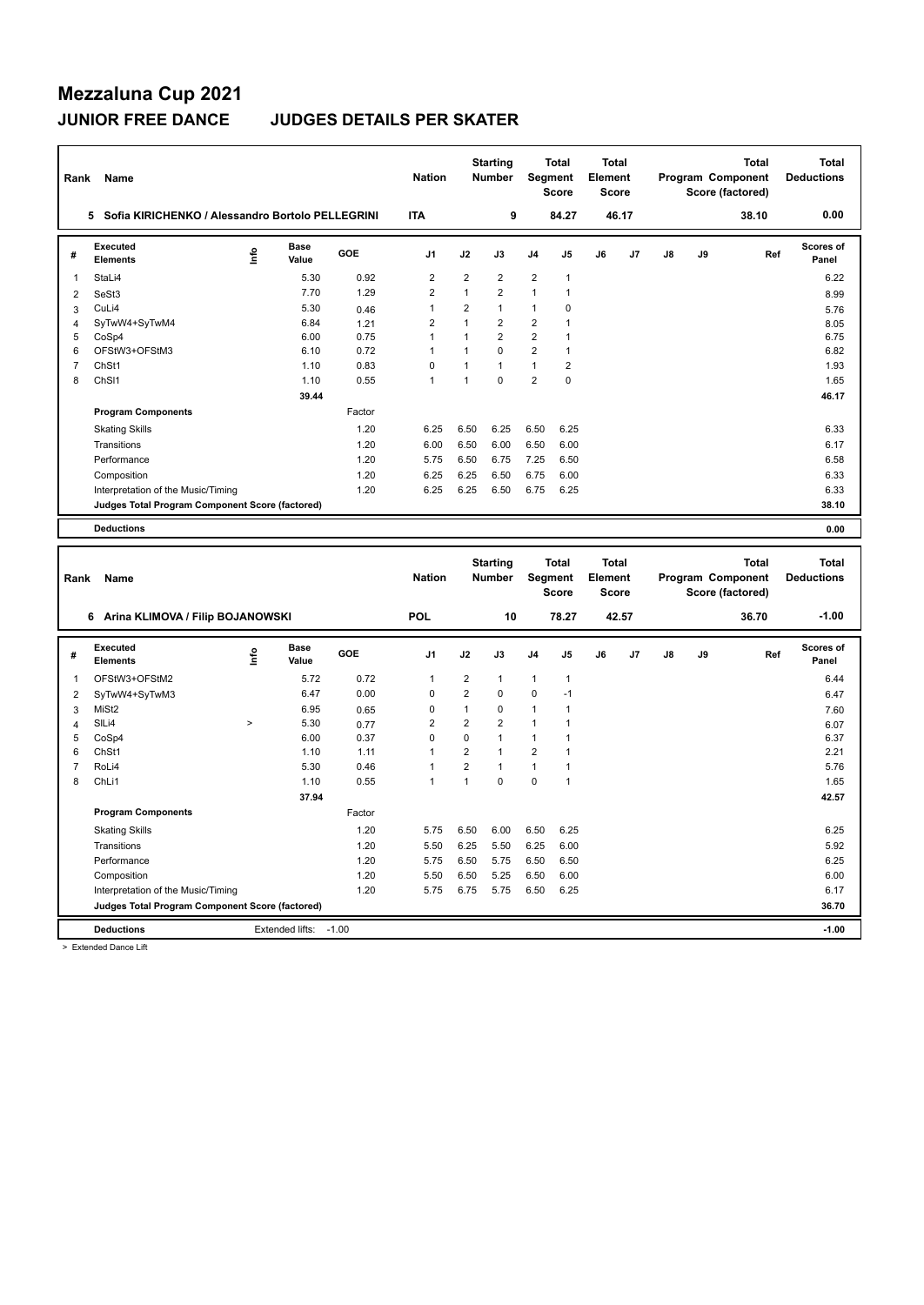# Mezzaluna Cup 2021

## JUNIOR FREE DANCE JUDGES DETAILS PER SKATER

| Rank | Name | Nation | Starting Number | Total Segment Score | Total Element Score | Total Program Component Score (factored) | Total Deductions |
|---|---|---|---|---|---|---|---|
| 5 | Sofia KIRICHENKO / Alessandro Bortolo PELLEGRINI | ITA | 9 | 84.27 | 46.17 | 38.10 | 0.00 |

| # | Executed Elements | Info | Base Value | GOE | J1 | J2 | J3 | J4 | J5 | J6 | J7 | J8 | J9 | Ref | Scores of Panel |
|---|---|---|---|---|---|---|---|---|---|---|---|---|---|---|---|
| 1 | StaLi4 | | 5.30 | 0.92 | 2 | 2 | 2 | 2 | 1 | | | | | | 6.22 |
| 2 | SeSt3 | | 7.70 | 1.29 | 2 | 1 | 2 | 1 | 1 | | | | | | 8.99 |
| 3 | CuLi4 | | 5.30 | 0.46 | 1 | 2 | 1 | 1 | 0 | | | | | | 5.76 |
| 4 | SyTwW4+SyTwM4 | | 6.84 | 1.21 | 2 | 1 | 2 | 2 | 1 | | | | | | 8.05 |
| 5 | CoSp4 | | 6.00 | 0.75 | 1 | 1 | 2 | 2 | 1 | | | | | | 6.75 |
| 6 | OFStW3+OFStM3 | | 6.10 | 0.72 | 1 | 1 | 0 | 2 | 1 | | | | | | 6.82 |
| 7 | ChSt1 | | 1.10 | 0.83 | 0 | 1 | 1 | 1 | 2 | | | | | | 1.93 |
| 8 | ChSl1 | | 1.10 | 0.55 | 1 | 1 | 0 | 2 | 0 | | | | | | 1.65 |
| | | | 39.44 | | | | | | | | | | | | 46.17 |
| | **Program Components** | | | Factor | | | | | | | | | | | |
| | Skating Skills | | | 1.20 | 6.25 | 6.50 | 6.25 | 6.50 | 6.25 | | | | | | 6.33 |
| | Transitions | | | 1.20 | 6.00 | 6.50 | 6.00 | 6.50 | 6.00 | | | | | | 6.17 |
| | Performance | | | 1.20 | 5.75 | 6.50 | 6.75 | 7.25 | 6.50 | | | | | | 6.58 |
| | Composition | | | 1.20 | 6.25 | 6.25 | 6.50 | 6.75 | 6.00 | | | | | | 6.33 |
| | Interpretation of the Music/Timing | | | 1.20 | 6.25 | 6.25 | 6.50 | 6.75 | 6.25 | | | | | | 6.33 |
| | **Judges Total Program Component Score (factored)** | | | | | | | | | | | | | | 38.10 |
| | **Deductions** | | | | | | | | | | | | | | 0.00 |

| Rank | Name | Nation | Starting Number | Total Segment Score | Total Element Score | Total Program Component Score (factored) | Total Deductions |
|---|---|---|---|---|---|---|---|
| 6 | Arina KLIMOVA / Filip BOJANOWSKI | POL | 10 | 78.27 | 42.57 | 36.70 | -1.00 |

| # | Executed Elements | Info | Base Value | GOE | J1 | J2 | J3 | J4 | J5 | J6 | J7 | J8 | J9 | Ref | Scores of Panel |
|---|---|---|---|---|---|---|---|---|---|---|---|---|---|---|---|
| 1 | OFStW3+OFStM2 | | 5.72 | 0.72 | 1 | 2 | 1 | 1 | 1 | | | | | | 6.44 |
| 2 | SyTwW4+SyTwM3 | | 6.47 | 0.00 | 0 | 2 | 0 | 0 | -1 | | | | | | 6.47 |
| 3 | MiSt2 | | 6.95 | 0.65 | 0 | 1 | 0 | 1 | 1 | | | | | | 7.60 |
| 4 | SlLi4 | > | 5.30 | 0.77 | 2 | 2 | 2 | 1 | 1 | | | | | | 6.07 |
| 5 | CoSp4 | | 6.00 | 0.37 | 0 | 0 | 1 | 1 | 1 | | | | | | 6.37 |
| 6 | ChSt1 | | 1.10 | 1.11 | 1 | 2 | 1 | 2 | 1 | | | | | | 2.21 |
| 7 | RoLi4 | | 5.30 | 0.46 | 1 | 2 | 1 | 1 | 1 | | | | | | 5.76 |
| 8 | ChLi1 | | 1.10 | 0.55 | 1 | 1 | 0 | 0 | 1 | | | | | | 1.65 |
| | | | 37.94 | | | | | | | | | | | | 42.57 |
| | **Program Components** | | | Factor | | | | | | | | | | | |
| | Skating Skills | | | 1.20 | 5.75 | 6.50 | 6.00 | 6.50 | 6.25 | | | | | | 6.25 |
| | Transitions | | | 1.20 | 5.50 | 6.25 | 5.50 | 6.25 | 6.00 | | | | | | 5.92 |
| | Performance | | | 1.20 | 5.75 | 6.50 | 5.75 | 6.50 | 6.50 | | | | | | 6.25 |
| | Composition | | | 1.20 | 5.50 | 6.50 | 5.25 | 6.50 | 6.00 | | | | | | 6.00 |
| | Interpretation of the Music/Timing | | | 1.20 | 5.75 | 6.75 | 5.75 | 6.50 | 6.25 | | | | | | 6.17 |
| | **Judges Total Program Component Score (factored)** | | | | | | | | | | | | | | 36.70 |
| | **Deductions** | Extended lifts: -1.00 | | | | | | | | | | | | | -1.00 |

> Extended Dance Lift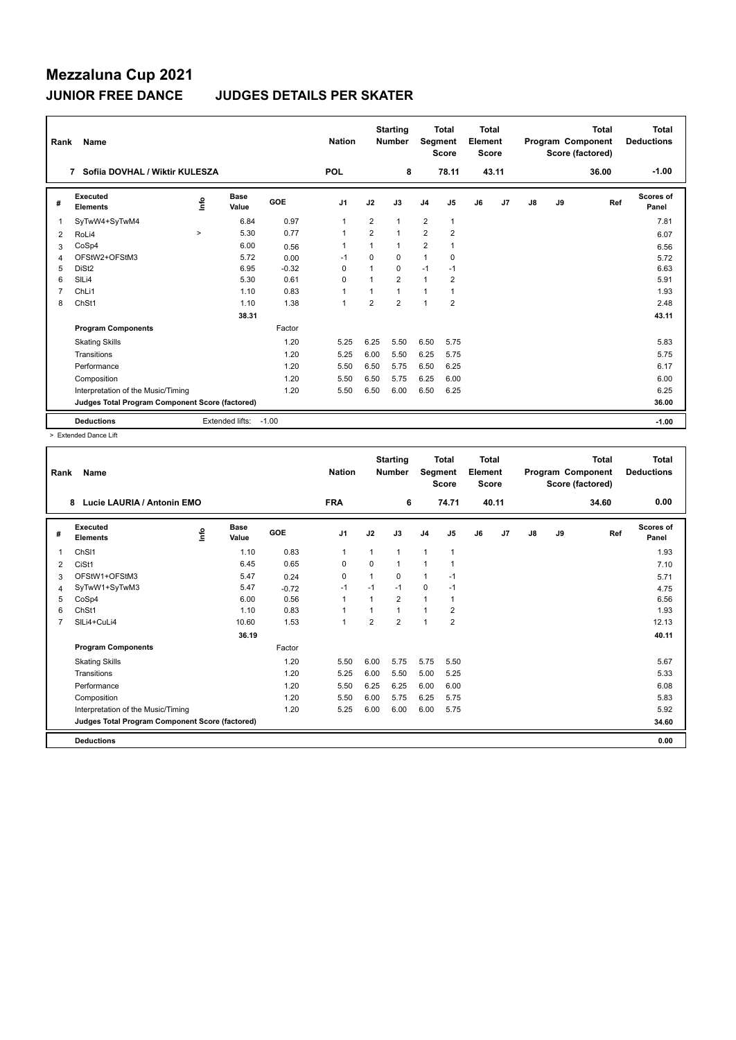# Mezzaluna Cup 2021

## JUNIOR FREE DANCE    JUDGES DETAILS PER SKATER

| Rank | Name | Nation | Starting Number | Total Segment Score | Total Element Score | Total Program Component Score (factored) | Total Deductions |
|---|---|---|---|---|---|---|---|
| 7 | Sofiia DOVHAL / Wiktir KULESZA | POL | 8 | 78.11 | 43.11 | 36.00 | -1.00 |

| # | Executed Elements | Info | Base Value | GOE | J1 | J2 | J3 | J4 | J5 | J6 | J7 | J8 | J9 | Ref | Scores of Panel |
|---|---|---|---|---|---|---|---|---|---|---|---|---|---|---|---|
| 1 | SyTwW4+SyTwM4 | | 6.84 | 0.97 | 1 | 2 | 1 | 2 | 1 | | | | | | 7.81 |
| 2 | RoLi4 | > | 5.30 | 0.77 | 1 | 2 | 1 | 2 | 2 | | | | | | 6.07 |
| 3 | CoSp4 | | 6.00 | 0.56 | 1 | 1 | 1 | 2 | 1 | | | | | | 6.56 |
| 4 | OFStW2+OFStM3 | | 5.72 | 0.00 | -1 | 0 | 0 | 1 | 0 | | | | | | 5.72 |
| 5 | DiSt2 | | 6.95 | -0.32 | 0 | 1 | 0 | -1 | -1 | | | | | | 6.63 |
| 6 | SlLi4 | | 5.30 | 0.61 | 0 | 1 | 2 | 1 | 2 | | | | | | 5.91 |
| 7 | ChLi1 | | 1.10 | 0.83 | 1 | 1 | 1 | 1 | 1 | | | | | | 1.93 |
| 8 | ChSt1 | | 1.10 | 1.38 | 1 | 2 | 2 | 1 | 2 | | | | | | 2.48 |
| | | | 38.31 | | | | | | | | | | | | 43.11 |
| | **Program Components** | | | Factor | | | | | | | | | | | |
| | Skating Skills | | | 1.20 | 5.25 | 6.25 | 5.50 | 6.50 | 5.75 | | | | | | 5.83 |
| | Transitions | | | 1.20 | 5.25 | 6.00 | 5.50 | 6.25 | 5.75 | | | | | | 5.75 |
| | Performance | | | 1.20 | 5.50 | 6.50 | 5.75 | 6.50 | 6.25 | | | | | | 6.17 |
| | Composition | | | 1.20 | 5.50 | 6.50 | 5.75 | 6.25 | 6.00 | | | | | | 6.00 |
| | Interpretation of the Music/Timing | | | 1.20 | 5.50 | 6.50 | 6.00 | 6.50 | 6.25 | | | | | | 6.25 |
| | **Judges Total Program Component Score (factored)** | | | | | | | | | | | | | | 36.00 |
| | **Deductions** | | Extended lifts: | -1.00 | | | | | | | | | | | -1.00 |

> Extended Dance Lift

| Rank | Name | Nation | Starting Number | Total Segment Score | Total Element Score | Total Program Component Score (factored) | Total Deductions |
|---|---|---|---|---|---|---|---|
| 8 | Lucie LAURIA / Antonin EMO | FRA | 6 | 74.71 | 40.11 | 34.60 | 0.00 |

| # | Executed Elements | Info | Base Value | GOE | J1 | J2 | J3 | J4 | J5 | J6 | J7 | J8 | J9 | Ref | Scores of Panel |
|---|---|---|---|---|---|---|---|---|---|---|---|---|---|---|---|
| 1 | ChSl1 | | 1.10 | 0.83 | 1 | 1 | 1 | 1 | 1 | | | | | | 1.93 |
| 2 | CiSt1 | | 6.45 | 0.65 | 0 | 0 | 1 | 1 | 1 | | | | | | 7.10 |
| 3 | OFStW1+OFStM3 | | 5.47 | 0.24 | 0 | 1 | 0 | 1 | -1 | | | | | | 5.71 |
| 4 | SyTwW1+SyTwM3 | | 5.47 | -0.72 | -1 | -1 | -1 | 0 | -1 | | | | | | 4.75 |
| 5 | CoSp4 | | 6.00 | 0.56 | 1 | 1 | 2 | 1 | 1 | | | | | | 6.56 |
| 6 | ChSt1 | | 1.10 | 0.83 | 1 | 1 | 1 | 1 | 2 | | | | | | 1.93 |
| 7 | SlLi4+CuLi4 | | 10.60 | 1.53 | 1 | 2 | 2 | 1 | 2 | | | | | | 12.13 |
| | | | 36.19 | | | | | | | | | | | | 40.11 |
| | **Program Components** | | | Factor | | | | | | | | | | | |
| | Skating Skills | | | 1.20 | 5.50 | 6.00 | 5.75 | 5.75 | 5.50 | | | | | | 5.67 |
| | Transitions | | | 1.20 | 5.25 | 6.00 | 5.50 | 5.00 | 5.25 | | | | | | 5.33 |
| | Performance | | | 1.20 | 5.50 | 6.25 | 6.25 | 6.00 | 6.00 | | | | | | 6.08 |
| | Composition | | | 1.20 | 5.50 | 6.00 | 5.75 | 6.25 | 5.75 | | | | | | 5.83 |
| | Interpretation of the Music/Timing | | | 1.20 | 5.25 | 6.00 | 6.00 | 6.00 | 5.75 | | | | | | 5.92 |
| | **Judges Total Program Component Score (factored)** | | | | | | | | | | | | | | 34.60 |
| | **Deductions** | | | | | | | | | | | | | | 0.00 |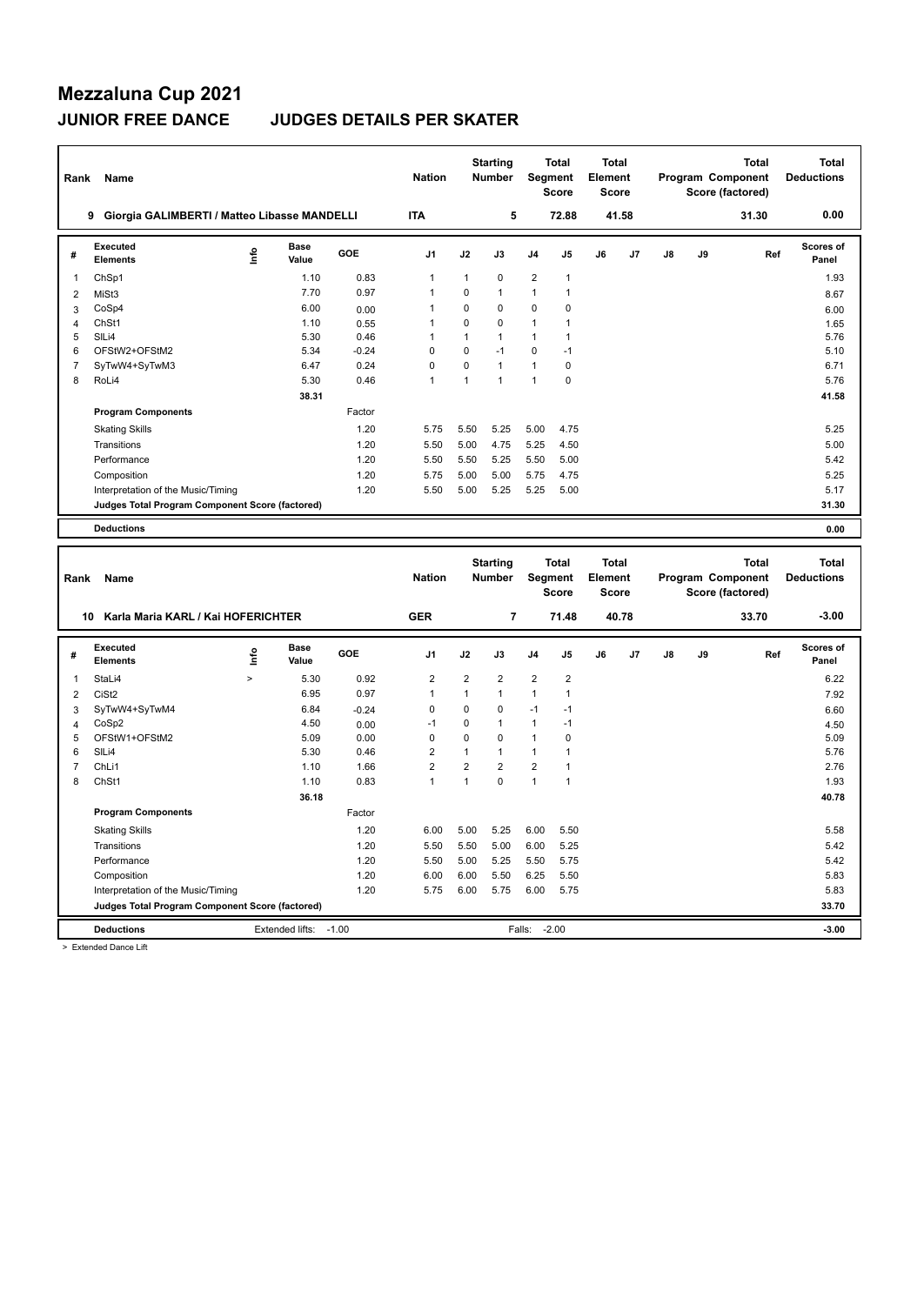# Mezzaluna Cup 2021

## JUNIOR FREE DANCE JUDGES DETAILS PER SKATER

| Rank | Name | Nation | Starting Number | Total Segment Score | Total Element Score | Total Program Component Score (factored) | Total Deductions |
|---|---|---|---|---|---|---|---|
| 9 | Giorgia GALIMBERTI / Matteo Libasse MANDELLI | ITA | 5 | 72.88 | 41.58 | 31.30 | 0.00 |

| # | Executed Elements | Info | Base Value | GOE | J1 | J2 | J3 | J4 | J5 | J6 | J7 | J8 | J9 | Ref | Scores of Panel |
|---|---|---|---|---|---|---|---|---|---|---|---|---|---|---|---|
| 1 | ChSp1 | | 1.10 | 0.83 | 1 | 1 | 0 | 2 | 1 | | | | | | 1.93 |
| 2 | MiSt3 | | 7.70 | 0.97 | 1 | 0 | 1 | 1 | 1 | | | | | | 8.67 |
| 3 | CoSp4 | | 6.00 | 0.00 | 1 | 0 | 0 | 0 | 0 | | | | | | 6.00 |
| 4 | ChSt1 | | 1.10 | 0.55 | 1 | 0 | 0 | 1 | 1 | | | | | | 1.65 |
| 5 | SlLi4 | | 5.30 | 0.46 | 1 | 1 | 1 | 1 | 1 | | | | | | 5.76 |
| 6 | OFStW2+OFStM2 | | 5.34 | -0.24 | 0 | 0 | -1 | 0 | -1 | | | | | | 5.10 |
| 7 | SyTwW4+SyTwM3 | | 6.47 | 0.24 | 0 | 0 | 1 | 1 | 0 | | | | | | 6.71 |
| 8 | RoLi4 | | 5.30 | 0.46 | 1 | 1 | 1 | 1 | 0 | | | | | | 5.76 |
| | | | 38.31 | | | | | | | | | | | | 41.58 |
| | **Program Components** | | | Factor | | | | | | | | | | | |
| | Skating Skills | | | 1.20 | 5.75 | 5.50 | 5.25 | 5.00 | 4.75 | | | | | | 5.25 |
| | Transitions | | | 1.20 | 5.50 | 5.00 | 4.75 | 5.25 | 4.50 | | | | | | 5.00 |
| | Performance | | | 1.20 | 5.50 | 5.50 | 5.25 | 5.50 | 5.00 | | | | | | 5.42 |
| | Composition | | | 1.20 | 5.75 | 5.00 | 5.00 | 5.75 | 4.75 | | | | | | 5.25 |
| | Interpretation of the Music/Timing | | | 1.20 | 5.50 | 5.00 | 5.25 | 5.25 | 5.00 | | | | | | 5.17 |
| | **Judges Total Program Component Score (factored)** | | | | | | | | | | | | | | 31.30 |
| | **Deductions** | | | | | | | | | | | | | | 0.00 |

| Rank | Name | Nation | Starting Number | Total Segment Score | Total Element Score | Total Program Component Score (factored) | Total Deductions |
|---|---|---|---|---|---|---|---|
| 10 | Karla Maria KARL / Kai HOFERICHTER | GER | 7 | 71.48 | 40.78 | 33.70 | -3.00 |

| # | Executed Elements | Info | Base Value | GOE | J1 | J2 | J3 | J4 | J5 | J6 | J7 | J8 | J9 | Ref | Scores of Panel |
|---|---|---|---|---|---|---|---|---|---|---|---|---|---|---|---|
| 1 | StaLi4 | > | 5.30 | 0.92 | 2 | 2 | 2 | 2 | 2 | | | | | | 6.22 |
| 2 | CiSt2 | | 6.95 | 0.97 | 1 | 1 | 1 | 1 | 1 | | | | | | 7.92 |
| 3 | SyTwW4+SyTwM4 | | 6.84 | -0.24 | 0 | 0 | 0 | -1 | -1 | | | | | | 6.60 |
| 4 | CoSp2 | | 4.50 | 0.00 | -1 | 0 | 1 | 1 | -1 | | | | | | 4.50 |
| 5 | OFStW1+OFStM2 | | 5.09 | 0.00 | 0 | 0 | 0 | 1 | 0 | | | | | | 5.09 |
| 6 | SlLi4 | | 5.30 | 0.46 | 2 | 1 | 1 | 1 | 1 | | | | | | 5.76 |
| 7 | ChLi1 | | 1.10 | 1.66 | 2 | 2 | 2 | 2 | 1 | | | | | | 2.76 |
| 8 | ChSt1 | | 1.10 | 0.83 | 1 | 1 | 0 | 1 | 1 | | | | | | 1.93 |
| | | | 36.18 | | | | | | | | | | | | 40.78 |
| | **Program Components** | | | Factor | | | | | | | | | | | |
| | Skating Skills | | | 1.20 | 6.00 | 5.00 | 5.25 | 6.00 | 5.50 | | | | | | 5.58 |
| | Transitions | | | 1.20 | 5.50 | 5.50 | 5.00 | 6.00 | 5.25 | | | | | | 5.42 |
| | Performance | | | 1.20 | 5.50 | 5.00 | 5.25 | 5.50 | 5.75 | | | | | | 5.42 |
| | Composition | | | 1.20 | 6.00 | 6.00 | 5.50 | 6.25 | 5.50 | | | | | | 5.83 |
| | Interpretation of the Music/Timing | | | 1.20 | 5.75 | 6.00 | 5.75 | 6.00 | 5.75 | | | | | | 5.83 |
| | **Judges Total Program Component Score (factored)** | | | | | | | | | | | | | | 33.70 |
| | **Deductions** | Extended lifts: -1.00 | | | | | Falls: -2.00 | | | | | | | | -3.00 |

> Extended Dance Lift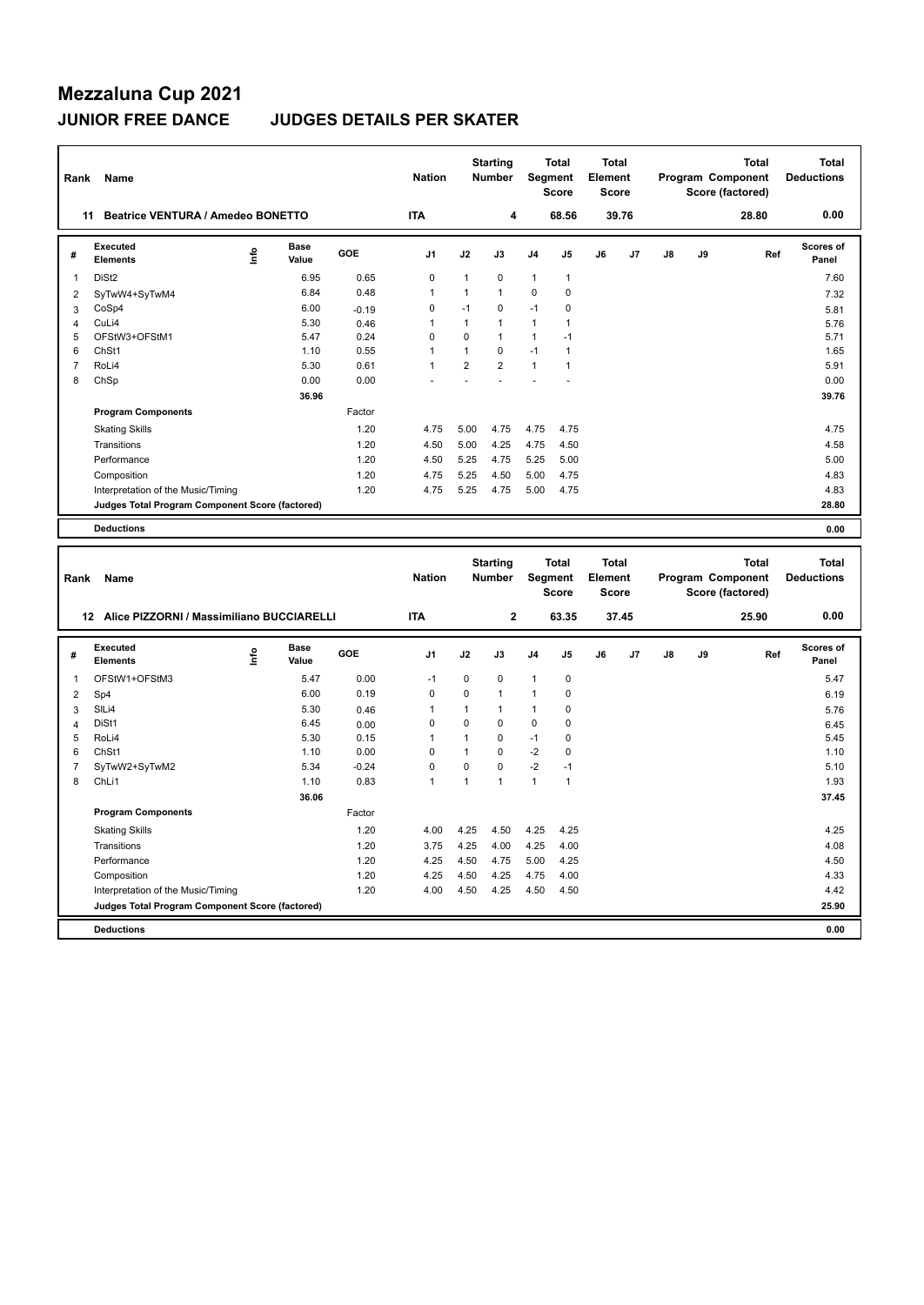# Mezzaluna Cup 2021

## JUNIOR FREE DANCE JUDGES DETAILS PER SKATER

| Rank | Name | Nation | Starting Number | Total Segment Score | Total Element Score | Total Program Component Score (factored) | Total Deductions |
|---|---|---|---|---|---|---|---|
| 11 | Beatrice VENTURA / Amedeo BONETTO | ITA | 4 | 68.56 | 39.76 | 28.80 | 0.00 |

| # | Executed Elements | Info | Base Value | GOE | J1 | J2 | J3 | J4 | J5 | J6 | J7 | J8 | J9 | Ref | Scores of Panel |
|---|---|---|---|---|---|---|---|---|---|---|---|---|---|---|---|
| 1 | DiSt2 | | 6.95 | 0.65 | 0 | 1 | 0 | 1 | 1 | | | | | | 7.60 |
| 2 | SyTwW4+SyTwM4 | | 6.84 | 0.48 | 1 | 1 | 1 | 0 | 0 | | | | | | 7.32 |
| 3 | CoSp4 | | 6.00 | -0.19 | 0 | -1 | 0 | -1 | 0 | | | | | | 5.81 |
| 4 | CuLi4 | | 5.30 | 0.46 | 1 | 1 | 1 | 1 | 1 | | | | | | 5.76 |
| 5 | OFStW3+OFStM1 | | 5.47 | 0.24 | 0 | 0 | 1 | 1 | -1 | | | | | | 5.71 |
| 6 | ChSt1 | | 1.10 | 0.55 | 1 | 1 | 0 | -1 | 1 | | | | | | 1.65 |
| 7 | RoLi4 | | 5.30 | 0.61 | 1 | 2 | 2 | 1 | 1 | | | | | | 5.91 |
| 8 | ChSp | | 0.00 | 0.00 | - | - | - | - | - | | | | | | 0.00 |
| | | | 36.96 | | | | | | | | | | | | 39.76 |
| | **Program Components** | | | Factor | | | | | | | | | | | |
| | Skating Skills | | | 1.20 | 4.75 | 5.00 | 4.75 | 4.75 | 4.75 | | | | | | 4.75 |
| | Transitions | | | 1.20 | 4.50 | 5.00 | 4.25 | 4.75 | 4.50 | | | | | | 4.58 |
| | Performance | | | 1.20 | 4.50 | 5.25 | 4.75 | 5.25 | 5.00 | | | | | | 5.00 |
| | Composition | | | 1.20 | 4.75 | 5.25 | 4.50 | 5.00 | 4.75 | | | | | | 4.83 |
| | Interpretation of the Music/Timing | | | 1.20 | 4.75 | 5.25 | 4.75 | 5.00 | 4.75 | | | | | | 4.83 |
| | **Judges Total Program Component Score (factored)** | | | | | | | | | | | | | | 28.80 |
| | **Deductions** | | | | | | | | | | | | | | 0.00 |

| Rank | Name | Nation | Starting Number | Total Segment Score | Total Element Score | Total Program Component Score (factored) | Total Deductions |
|---|---|---|---|---|---|---|---|
| 12 | Alice PIZZORNI / Massimiliano BUCCIARELLI | ITA | 2 | 63.35 | 37.45 | 25.90 | 0.00 |

| # | Executed Elements | Info | Base Value | GOE | J1 | J2 | J3 | J4 | J5 | J6 | J7 | J8 | J9 | Ref | Scores of Panel |
|---|---|---|---|---|---|---|---|---|---|---|---|---|---|---|---|
| 1 | OFStW1+OFStM3 | | 5.47 | 0.00 | -1 | 0 | 0 | 1 | 0 | | | | | | 5.47 |
| 2 | Sp4 | | 6.00 | 0.19 | 0 | 0 | 1 | 1 | 0 | | | | | | 6.19 |
| 3 | SlLi4 | | 5.30 | 0.46 | 1 | 1 | 1 | 1 | 0 | | | | | | 5.76 |
| 4 | DiSt1 | | 6.45 | 0.00 | 0 | 0 | 0 | 0 | 0 | | | | | | 6.45 |
| 5 | RoLi4 | | 5.30 | 0.15 | 1 | 1 | 0 | -1 | 0 | | | | | | 5.45 |
| 6 | ChSt1 | | 1.10 | 0.00 | 0 | 1 | 0 | -2 | 0 | | | | | | 1.10 |
| 7 | SyTwW2+SyTwM2 | | 5.34 | -0.24 | 0 | 0 | 0 | -2 | -1 | | | | | | 5.10 |
| 8 | ChLi1 | | 1.10 | 0.83 | 1 | 1 | 1 | 1 | 1 | | | | | | 1.93 |
| | | | 36.06 | | | | | | | | | | | | 37.45 |
| | **Program Components** | | | Factor | | | | | | | | | | | |
| | Skating Skills | | | 1.20 | 4.00 | 4.25 | 4.50 | 4.25 | 4.25 | | | | | | 4.25 |
| | Transitions | | | 1.20 | 3.75 | 4.25 | 4.00 | 4.25 | 4.00 | | | | | | 4.08 |
| | Performance | | | 1.20 | 4.25 | 4.50 | 4.75 | 5.00 | 4.25 | | | | | | 4.50 |
| | Composition | | | 1.20 | 4.25 | 4.50 | 4.25 | 4.75 | 4.00 | | | | | | 4.33 |
| | Interpretation of the Music/Timing | | | 1.20 | 4.00 | 4.50 | 4.25 | 4.50 | 4.50 | | | | | | 4.42 |
| | **Judges Total Program Component Score (factored)** | | | | | | | | | | | | | | 25.90 |
| | **Deductions** | | | | | | | | | | | | | | 0.00 |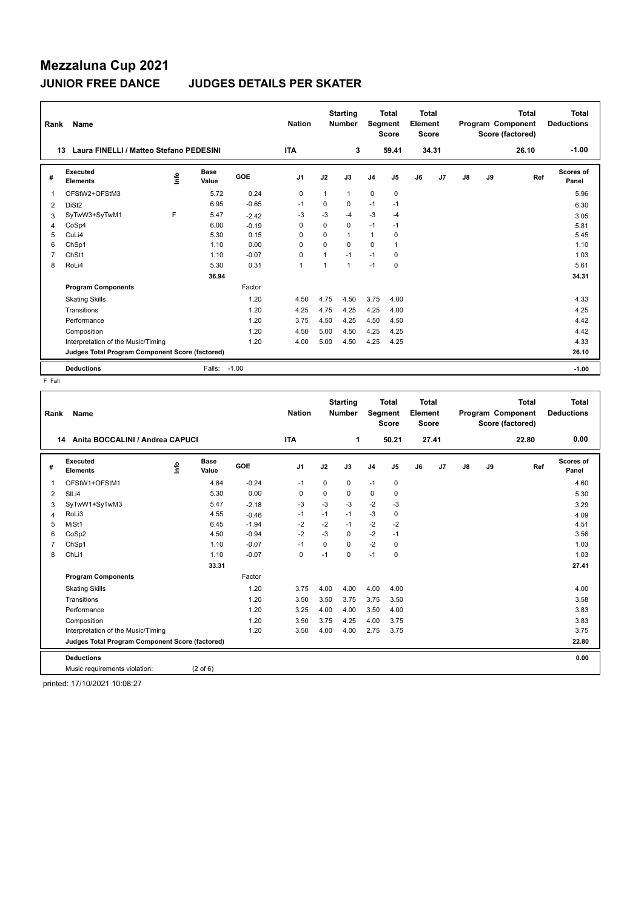# Mezzaluna Cup 2021

## JUNIOR FREE DANCE JUDGES DETAILS PER SKATER

| Rank | Name | Nation | Starting Number | Total Segment Score | Total Element Score | Total Program Component Score (factored) | Total Deductions |
|---|---|---|---|---|---|---|---|
| 13 | Laura FINELLI / Matteo Stefano PEDESINI | ITA | 3 | 59.41 | 34.31 | 26.10 | -1.00 |

| # | Executed Elements | Info | Base Value | GOE | J1 | J2 | J3 | J4 | J5 | J6 | J7 | J8 | J9 | Ref | Scores of Panel |
|---|---|---|---|---|---|---|---|---|---|---|---|---|---|---|---|
| 1 | OFStW2+OFStM3 | | 5.72 | 0.24 | 0 | 1 | 1 | 0 | 0 | | | | | | 5.96 |
| 2 | DiSt2 | | 6.95 | -0.65 | -1 | 0 | 0 | -1 | -1 | | | | | | 6.30 |
| 3 | SyTwW3+SyTwM1 | F | 5.47 | -2.42 | -3 | -3 | -4 | -3 | -4 | | | | | | 3.05 |
| 4 | CoSp4 | | 6.00 | -0.19 | 0 | 0 | 0 | -1 | -1 | | | | | | 5.81 |
| 5 | CuLi4 | | 5.30 | 0.15 | 0 | 0 | 1 | 1 | 0 | | | | | | 5.45 |
| 6 | ChSp1 | | 1.10 | 0.00 | 0 | 0 | 0 | 0 | 1 | | | | | | 1.10 |
| 7 | ChSt1 | | 1.10 | -0.07 | 0 | 1 | -1 | -1 | 0 | | | | | | 1.03 |
| 8 | RoLi4 | | 5.30 | 0.31 | 1 | 1 | 1 | -1 | 0 | | | | | | 5.61 |
| | | | 36.94 | | | | | | | | | | | | 34.31 |
| | **Program Components** | | | Factor | | | | | | | | | | | |
| | Skating Skills | | | 1.20 | 4.50 | 4.75 | 4.50 | 3.75 | 4.00 | | | | | | 4.33 |
| | Transitions | | | 1.20 | 4.25 | 4.75 | 4.25 | 4.25 | 4.00 | | | | | | 4.25 |
| | Performance | | | 1.20 | 3.75 | 4.50 | 4.25 | 4.50 | 4.50 | | | | | | 4.42 |
| | Composition | | | 1.20 | 4.50 | 5.00 | 4.50 | 4.25 | 4.25 | | | | | | 4.42 |
| | Interpretation of the Music/Timing | | | 1.20 | 4.00 | 5.00 | 4.50 | 4.25 | 4.25 | | | | | | 4.33 |
| | **Judges Total Program Component Score (factored)** | | | | | | | | | | | | | | 26.10 |
| | **Deductions** | | Falls: | -1.00 | | | | | | | | | | | -1.00 |

F Fall

| Rank | Name | Nation | Starting Number | Total Segment Score | Total Element Score | Total Program Component Score (factored) | Total Deductions |
|---|---|---|---|---|---|---|---|
| 14 | Anita BOCCALINI / Andrea CAPUCI | ITA | 1 | 50.21 | 27.41 | 22.80 | 0.00 |

| # | Executed Elements | Info | Base Value | GOE | J1 | J2 | J3 | J4 | J5 | J6 | J7 | J8 | J9 | Ref | Scores of Panel |
|---|---|---|---|---|---|---|---|---|---|---|---|---|---|---|---|
| 1 | OFStW1+OFStM1 | | 4.84 | -0.24 | -1 | 0 | 0 | -1 | 0 | | | | | | 4.60 |
| 2 | SlLi4 | | 5.30 | 0.00 | 0 | 0 | 0 | 0 | 0 | | | | | | 5.30 |
| 3 | SyTwW1+SyTwM3 | | 5.47 | -2.18 | -3 | -3 | -3 | -2 | -3 | | | | | | 3.29 |
| 4 | RoLi3 | | 4.55 | -0.46 | -1 | -1 | -1 | -3 | 0 | | | | | | 4.09 |
| 5 | MiSt1 | | 6.45 | -1.94 | -2 | -2 | -1 | -2 | -2 | | | | | | 4.51 |
| 6 | CoSp2 | | 4.50 | -0.94 | -2 | -3 | 0 | -2 | -1 | | | | | | 3.56 |
| 7 | ChSp1 | | 1.10 | -0.07 | -1 | 0 | 0 | -2 | 0 | | | | | | 1.03 |
| 8 | ChLi1 | | 1.10 | -0.07 | 0 | -1 | 0 | -1 | 0 | | | | | | 1.03 |
| | | | 33.31 | | | | | | | | | | | | 27.41 |
| | **Program Components** | | | Factor | | | | | | | | | | | |
| | Skating Skills | | | 1.20 | 3.75 | 4.00 | 4.00 | 4.00 | 4.00 | | | | | | 4.00 |
| | Transitions | | | 1.20 | 3.50 | 3.50 | 3.75 | 3.75 | 3.50 | | | | | | 3.58 |
| | Performance | | | 1.20 | 3.25 | 4.00 | 4.00 | 3.50 | 4.00 | | | | | | 3.83 |
| | Composition | | | 1.20 | 3.50 | 3.75 | 4.25 | 4.00 | 3.75 | | | | | | 3.83 |
| | Interpretation of the Music/Timing | | | 1.20 | 3.50 | 4.00 | 4.00 | 2.75 | 3.75 | | | | | | 3.75 |
| | **Judges Total Program Component Score (factored)** | | | | | | | | | | | | | | 22.80 |
| | **Deductions** | | | | | | | | | | | | | | 0.00 |
| | Music requirements violation: | | (2 of 6) | | | | | | | | | | | | |

printed: 17/10/2021 10:08:27